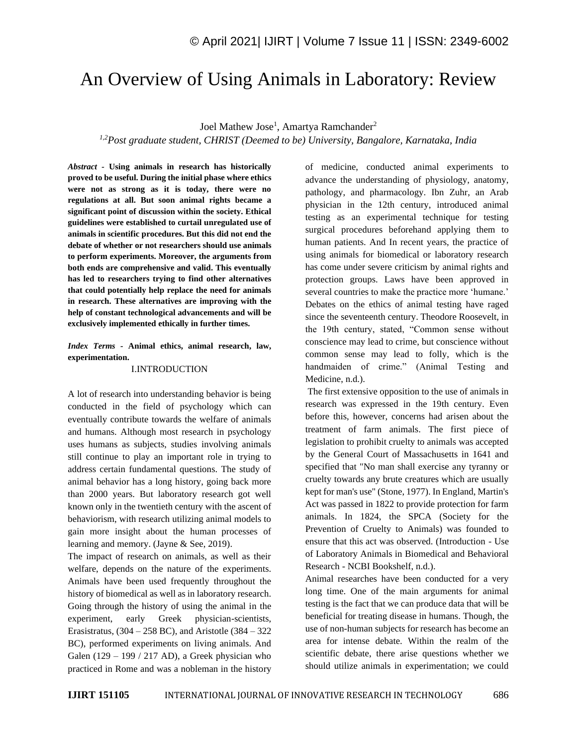# An Overview of Using Animals in Laboratory: Review

Joel Mathew Jose[1], Amartya Ramchander[2]

[1,2]*Post graduate student, CHRIST (Deemed to be) University, Bangalore, Karnataka, India*

***Abstract*** **- Using animals in research has historically proved to be useful. During the initial phase where ethics were not as strong as it is today, there were no regulations at all. But soon animal rights became a significant point of discussion within the society. Ethical guidelines were established to curtail unregulated use of animals in scientific procedures. But this did not end the debate of whether or not researchers should use animals to perform experiments. Moreover, the arguments from both ends are comprehensive and valid. This eventually has led to researchers trying to find other alternatives that could potentially help replace the need for animals in research. These alternatives are improving with the help of constant technological advancements and will be exclusively implemented ethically in further times.**

***Index Terms*** **- Animal ethics, animal research, law, experimentation.**

## I.INTRODUCTION

A lot of research into understanding behavior is being conducted in the field of psychology which can eventually contribute towards the welfare of animals and humans. Although most research in psychology uses humans as subjects, studies involving animals still continue to play an important role in trying to address certain fundamental questions. The study of animal behavior has a long history, going back more than 2000 years. But laboratory research got well known only in the twentieth century with the ascent of behaviorism, with research utilizing animal models to gain more insight about the human processes of learning and memory. (Jayne & See, 2019).

The impact of research on animals, as well as their welfare, depends on the nature of the experiments. Animals have been used frequently throughout the history of biomedical as well as in laboratory research. Going through the history of using the animal in the experiment, early Greek physician-scientists, Erasistratus, (304 – 258 BC), and Aristotle (384 – 322 BC), performed experiments on living animals. And Galen (129 – 199 / 217 AD), a Greek physician who practiced in Rome and was a nobleman in the history of medicine, conducted animal experiments to advance the understanding of physiology, anatomy, pathology, and pharmacology. Ibn Zuhr, an Arab physician in the 12th century, introduced animal testing as an experimental technique for testing surgical procedures beforehand applying them to human patients. And In recent years, the practice of using animals for biomedical or laboratory research has come under severe criticism by animal rights and protection groups. Laws have been approved in several countries to make the practice more 'humane.' Debates on the ethics of animal testing have raged since the seventeenth century. Theodore Roosevelt, in the 19th century, stated, "Common sense without conscience may lead to crime, but conscience without common sense may lead to folly, which is the handmaiden of crime." (Animal Testing and Medicine, n.d.).

The first extensive opposition to the use of animals in research was expressed in the 19th century. Even before this, however, concerns had arisen about the treatment of farm animals. The first piece of legislation to prohibit cruelty to animals was accepted by the General Court of Massachusetts in 1641 and specified that "No man shall exercise any tyranny or cruelty towards any brute creatures which are usually kept for man's use" (Stone, 1977). In England, Martin's Act was passed in 1822 to provide protection for farm animals. In 1824, the SPCA (Society for the Prevention of Cruelty to Animals) was founded to ensure that this act was observed. (Introduction - Use of Laboratory Animals in Biomedical and Behavioral Research - NCBI Bookshelf, n.d.).

Animal researches have been conducted for a very long time. One of the main arguments for animal testing is the fact that we can produce data that will be beneficial for treating disease in humans. Though, the use of non-human subjects for research has become an area for intense debate. Within the realm of the scientific debate, there arise questions whether we should utilize animals in experimentation; we could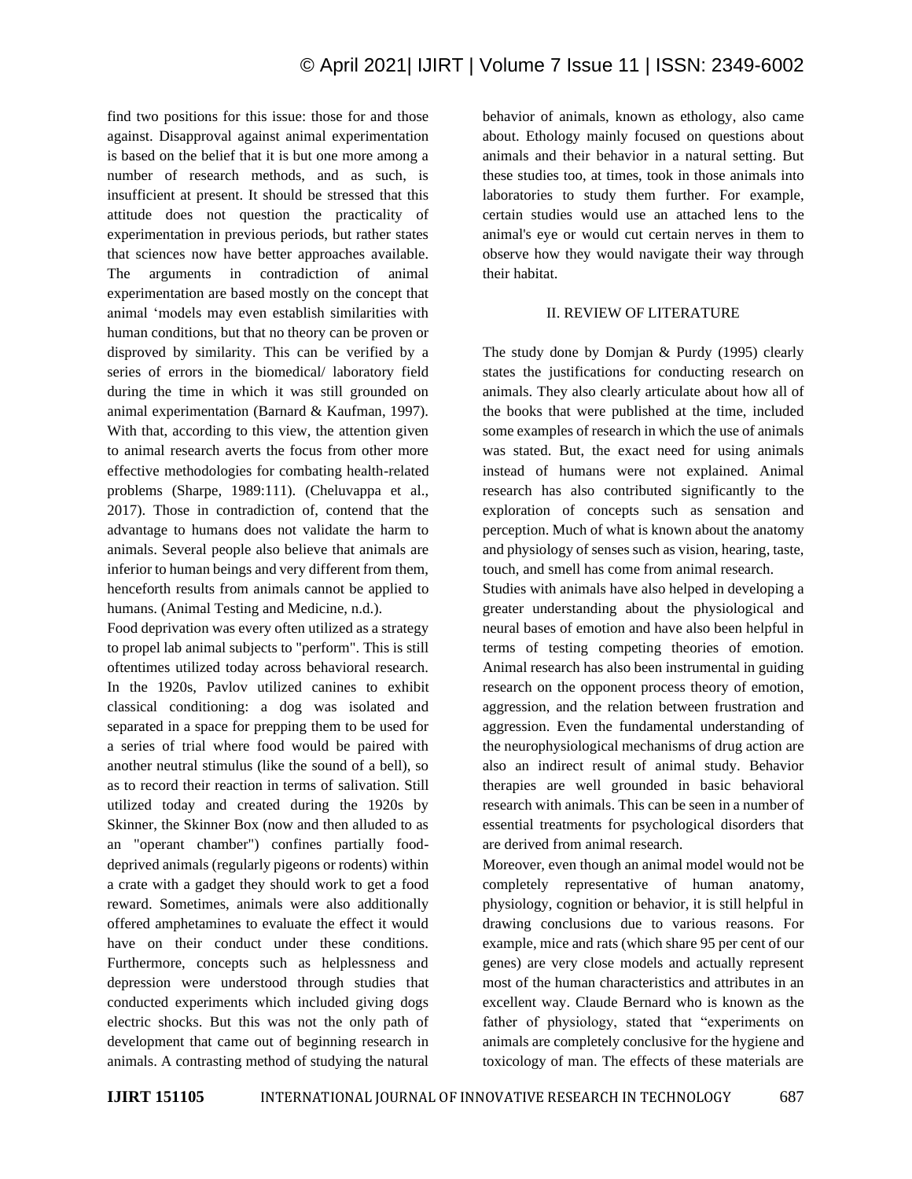find two positions for this issue: those for and those against. Disapproval against animal experimentation is based on the belief that it is but one more among a number of research methods, and as such, is insufficient at present. It should be stressed that this attitude does not question the practicality of experimentation in previous periods, but rather states that sciences now have better approaches available. The arguments in contradiction of animal experimentation are based mostly on the concept that animal 'models may even establish similarities with human conditions, but that no theory can be proven or disproved by similarity. This can be verified by a series of errors in the biomedical/ laboratory field during the time in which it was still grounded on animal experimentation (Barnard & Kaufman, 1997). With that, according to this view, the attention given to animal research averts the focus from other more effective methodologies for combating health-related problems (Sharpe, 1989:111). (Cheluvappa et al., 2017). Those in contradiction of, contend that the advantage to humans does not validate the harm to animals. Several people also believe that animals are inferior to human beings and very different from them, henceforth results from animals cannot be applied to humans. (Animal Testing and Medicine, n.d.).

Food deprivation was every often utilized as a strategy to propel lab animal subjects to "perform". This is still oftentimes utilized today across behavioral research. In the 1920s, Pavlov utilized canines to exhibit classical conditioning: a dog was isolated and separated in a space for prepping them to be used for a series of trial where food would be paired with another neutral stimulus (like the sound of a bell), so as to record their reaction in terms of salivation. Still utilized today and created during the 1920s by Skinner, the Skinner Box (now and then alluded to as an "operant chamber") confines partially food-deprived animals (regularly pigeons or rodents) within a crate with a gadget they should work to get a food reward. Sometimes, animals were also additionally offered amphetamines to evaluate the effect it would have on their conduct under these conditions. Furthermore, concepts such as helplessness and depression were understood through studies that conducted experiments which included giving dogs electric shocks. But this was not the only path of development that came out of beginning research in animals. A contrasting method of studying the natural behavior of animals, known as ethology, also came about. Ethology mainly focused on questions about animals and their behavior in a natural setting. But these studies too, at times, took in those animals into laboratories to study them further. For example, certain studies would use an attached lens to the animal's eye or would cut certain nerves in them to observe how they would navigate their way through their habitat.

## II. REVIEW OF LITERATURE

The study done by Domjan & Purdy (1995) clearly states the justifications for conducting research on animals. They also clearly articulate about how all of the books that were published at the time, included some examples of research in which the use of animals was stated. But, the exact need for using animals instead of humans were not explained. Animal research has also contributed significantly to the exploration of concepts such as sensation and perception. Much of what is known about the anatomy and physiology of senses such as vision, hearing, taste, touch, and smell has come from animal research.

Studies with animals have also helped in developing a greater understanding about the physiological and neural bases of emotion and have also been helpful in terms of testing competing theories of emotion. Animal research has also been instrumental in guiding research on the opponent process theory of emotion, aggression, and the relation between frustration and aggression. Even the fundamental understanding of the neurophysiological mechanisms of drug action are also an indirect result of animal study. Behavior therapies are well grounded in basic behavioral research with animals. This can be seen in a number of essential treatments for psychological disorders that are derived from animal research.

Moreover, even though an animal model would not be completely representative of human anatomy, physiology, cognition or behavior, it is still helpful in drawing conclusions due to various reasons. For example, mice and rats (which share 95 per cent of our genes) are very close models and actually represent most of the human characteristics and attributes in an excellent way. Claude Bernard who is known as the father of physiology, stated that "experiments on animals are completely conclusive for the hygiene and toxicology of man. The effects of these materials are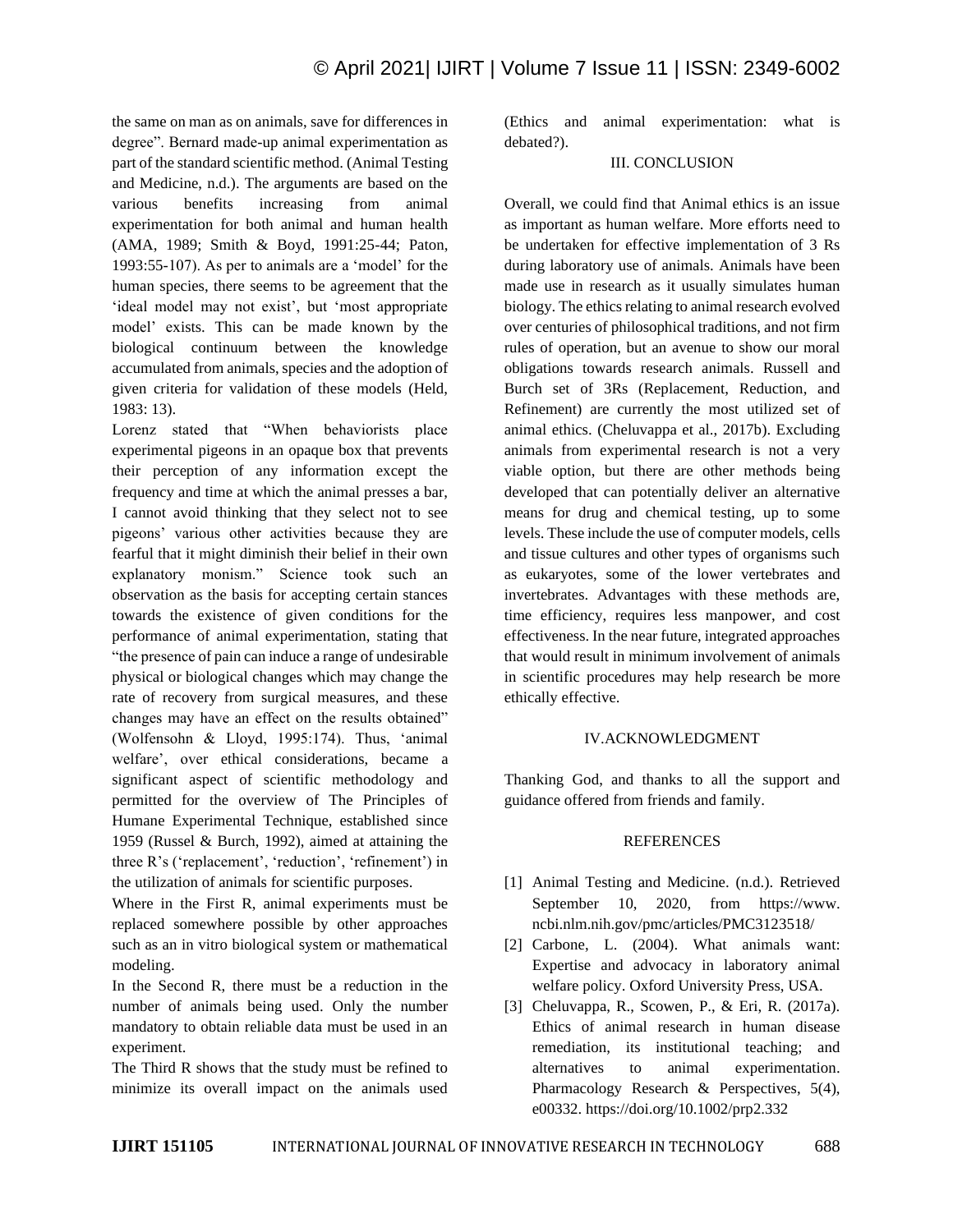the same on man as on animals, save for differences in degree". Bernard made-up animal experimentation as part of the standard scientific method. (Animal Testing and Medicine, n.d.). The arguments are based on the various benefits increasing from animal experimentation for both animal and human health (AMA, 1989; Smith & Boyd, 1991:25-44; Paton, 1993:55-107). As per to animals are a 'model' for the human species, there seems to be agreement that the 'ideal model may not exist', but 'most appropriate model' exists. This can be made known by the biological continuum between the knowledge accumulated from animals, species and the adoption of given criteria for validation of these models (Held, 1983: 13).

Lorenz stated that "When behaviorists place experimental pigeons in an opaque box that prevents their perception of any information except the frequency and time at which the animal presses a bar, I cannot avoid thinking that they select not to see pigeons' various other activities because they are fearful that it might diminish their belief in their own explanatory monism." Science took such an observation as the basis for accepting certain stances towards the existence of given conditions for the performance of animal experimentation, stating that "the presence of pain can induce a range of undesirable physical or biological changes which may change the rate of recovery from surgical measures, and these changes may have an effect on the results obtained" (Wolfensohn & Lloyd, 1995:174). Thus, 'animal welfare', over ethical considerations, became a significant aspect of scientific methodology and permitted for the overview of The Principles of Humane Experimental Technique, established since 1959 (Russel & Burch, 1992), aimed at attaining the three R's ('replacement', 'reduction', 'refinement') in the utilization of animals for scientific purposes.

Where in the First R, animal experiments must be replaced somewhere possible by other approaches such as an in vitro biological system or mathematical modeling.

In the Second R, there must be a reduction in the number of animals being used. Only the number mandatory to obtain reliable data must be used in an experiment.

The Third R shows that the study must be refined to minimize its overall impact on the animals used (Ethics and animal experimentation: what is debated?).

## III. CONCLUSION

Overall, we could find that Animal ethics is an issue as important as human welfare. More efforts need to be undertaken for effective implementation of 3 Rs during laboratory use of animals. Animals have been made use in research as it usually simulates human biology. The ethics relating to animal research evolved over centuries of philosophical traditions, and not firm rules of operation, but an avenue to show our moral obligations towards research animals. Russell and Burch set of 3Rs (Replacement, Reduction, and Refinement) are currently the most utilized set of animal ethics. (Cheluvappa et al., 2017b). Excluding animals from experimental research is not a very viable option, but there are other methods being developed that can potentially deliver an alternative means for drug and chemical testing, up to some levels. These include the use of computer models, cells and tissue cultures and other types of organisms such as eukaryotes, some of the lower vertebrates and invertebrates. Advantages with these methods are, time efficiency, requires less manpower, and cost effectiveness. In the near future, integrated approaches that would result in minimum involvement of animals in scientific procedures may help research be more ethically effective.

## IV. ACKNOWLEDGMENT

Thanking God, and thanks to all the support and guidance offered from friends and family.

## REFERENCES

[1] Animal Testing and Medicine. (n.d.). Retrieved September 10, 2020, from https://www.ncbi.nlm.nih.gov/pmc/articles/PMC3123518/

[2] Carbone, L. (2004). What animals want: Expertise and advocacy in laboratory animal welfare policy. Oxford University Press, USA.

[3] Cheluvappa, R., Scowen, P., & Eri, R. (2017a). Ethics of animal research in human disease remediation, its institutional teaching; and alternatives to animal experimentation. Pharmacology Research & Perspectives, 5(4), e00332. https://doi.org/10.1002/prp2.332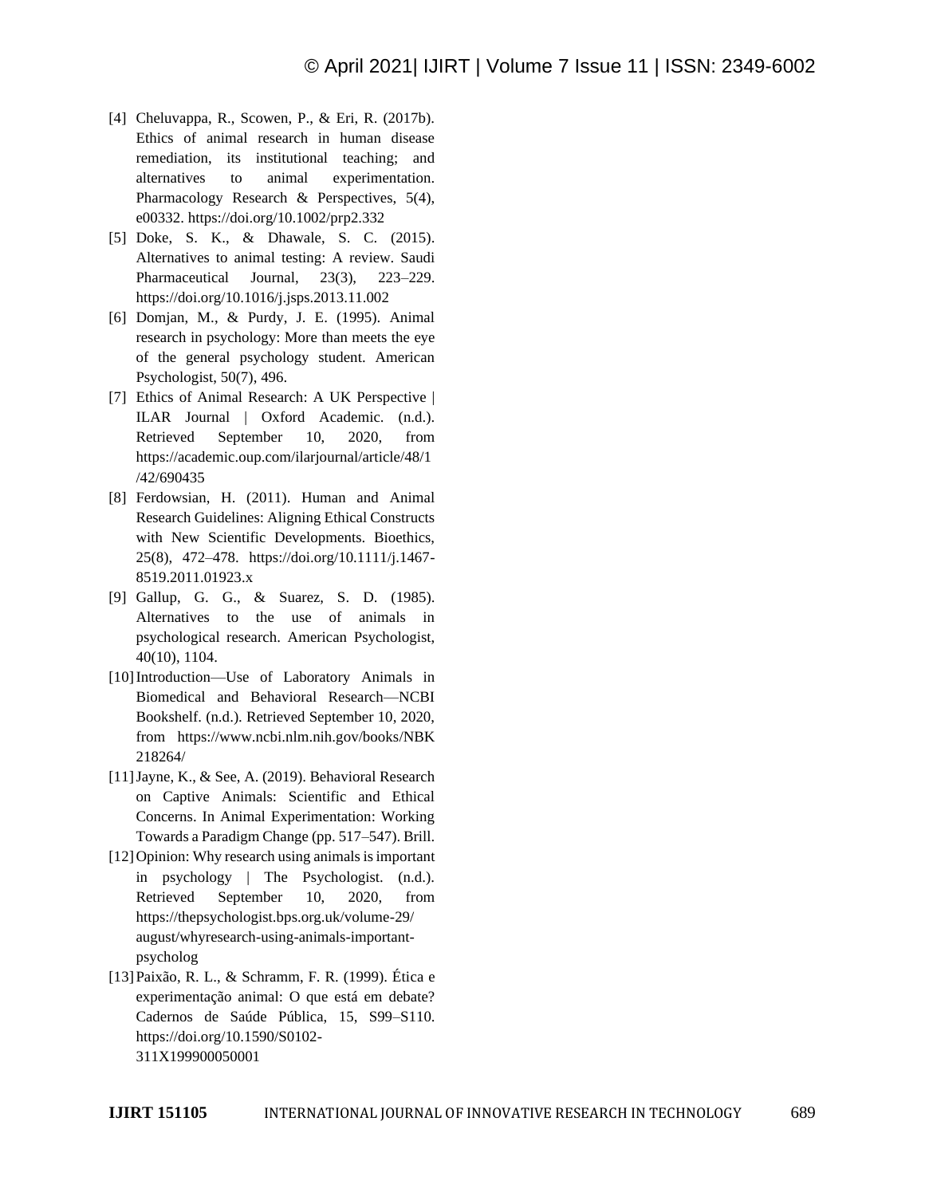[4] Cheluvappa, R., Scowen, P., & Eri, R. (2017b). Ethics of animal research in human disease remediation, its institutional teaching; and alternatives to animal experimentation. Pharmacology Research & Perspectives, 5(4), e00332. https://doi.org/10.1002/prp2.332

[5] Doke, S. K., & Dhawale, S. C. (2015). Alternatives to animal testing: A review. Saudi Pharmaceutical Journal, 23(3), 223–229. https://doi.org/10.1016/j.jsps.2013.11.002

[6] Domjan, M., & Purdy, J. E. (1995). Animal research in psychology: More than meets the eye of the general psychology student. American Psychologist, 50(7), 496.

[7] Ethics of Animal Research: A UK Perspective | ILAR Journal | Oxford Academic. (n.d.). Retrieved September 10, 2020, from https://academic.oup.com/ilarjournal/article/48/1/42/690435

[8] Ferdowsian, H. (2011). Human and Animal Research Guidelines: Aligning Ethical Constructs with New Scientific Developments. Bioethics, 25(8), 472–478. https://doi.org/10.1111/j.1467-8519.2011.01923.x

[9] Gallup, G. G., & Suarez, S. D. (1985). Alternatives to the use of animals in psychological research. American Psychologist, 40(10), 1104.

[10] Introduction—Use of Laboratory Animals in Biomedical and Behavioral Research—NCBI Bookshelf. (n.d.). Retrieved September 10, 2020, from https://www.ncbi.nlm.nih.gov/books/NBK218264/

[11] Jayne, K., & See, A. (2019). Behavioral Research on Captive Animals: Scientific and Ethical Concerns. In Animal Experimentation: Working Towards a Paradigm Change (pp. 517–547). Brill.

[12] Opinion: Why research using animals is important in psychology | The Psychologist. (n.d.). Retrieved September 10, 2020, from https://thepsychologist.bps.org.uk/volume-29/august/whyresearch-using-animals-important-psycholog

[13] Paixão, R. L., & Schramm, F. R. (1999). Ética e experimentação animal: O que está em debate? Cadernos de Saúde Pública, 15, S99–S110. https://doi.org/10.1590/S0102-311X199900050001